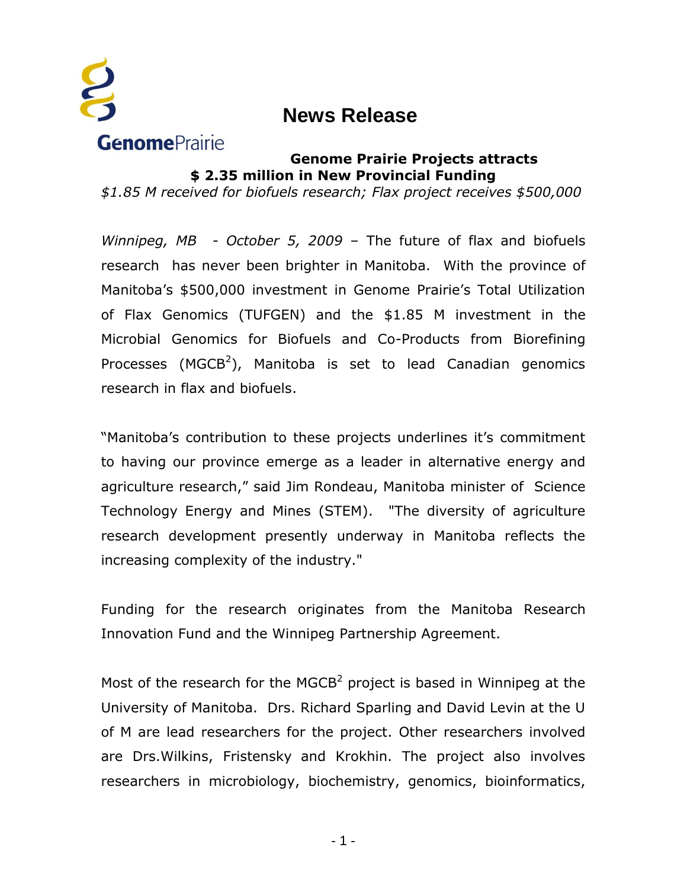GenomePrairie

# News Release

## Genome Prairie Projects attracts $ 2.35 million in New Provincial Funding

*$1.85 M received for biofuels research; Flax project receives $500,000*

*Winnipeg, MB - October 5, 2009* – The future of flax and biofuels research has never been brighter in Manitoba. With the province of Manitoba's $500,000 investment in Genome Prairie's Total Utilization of Flax Genomics (TUFGEN) and the $1.85 M investment in the Microbial Genomics for Biofuels and Co-Products from Biorefining Processes (MGCB$^2$), Manitoba is set to lead Canadian genomics research in flax and biofuels.

"Manitoba's contribution to these projects underlines it's commitment to having our province emerge as a leader in alternative energy and agriculture research," said Jim Rondeau, Manitoba minister of Science Technology Energy and Mines (STEM). "The diversity of agriculture research development presently underway in Manitoba reflects the increasing complexity of the industry."

Funding for the research originates from the Manitoba Research Innovation Fund and the Winnipeg Partnership Agreement.

Most of the research for the MGCB$^2$ project is based in Winnipeg at the University of Manitoba. Drs. Richard Sparling and David Levin at the U of M are lead researchers for the project. Other researchers involved are Drs.Wilkins, Fristensky and Krokhin. The project also involves researchers in microbiology, biochemistry, genomics, bioinformatics,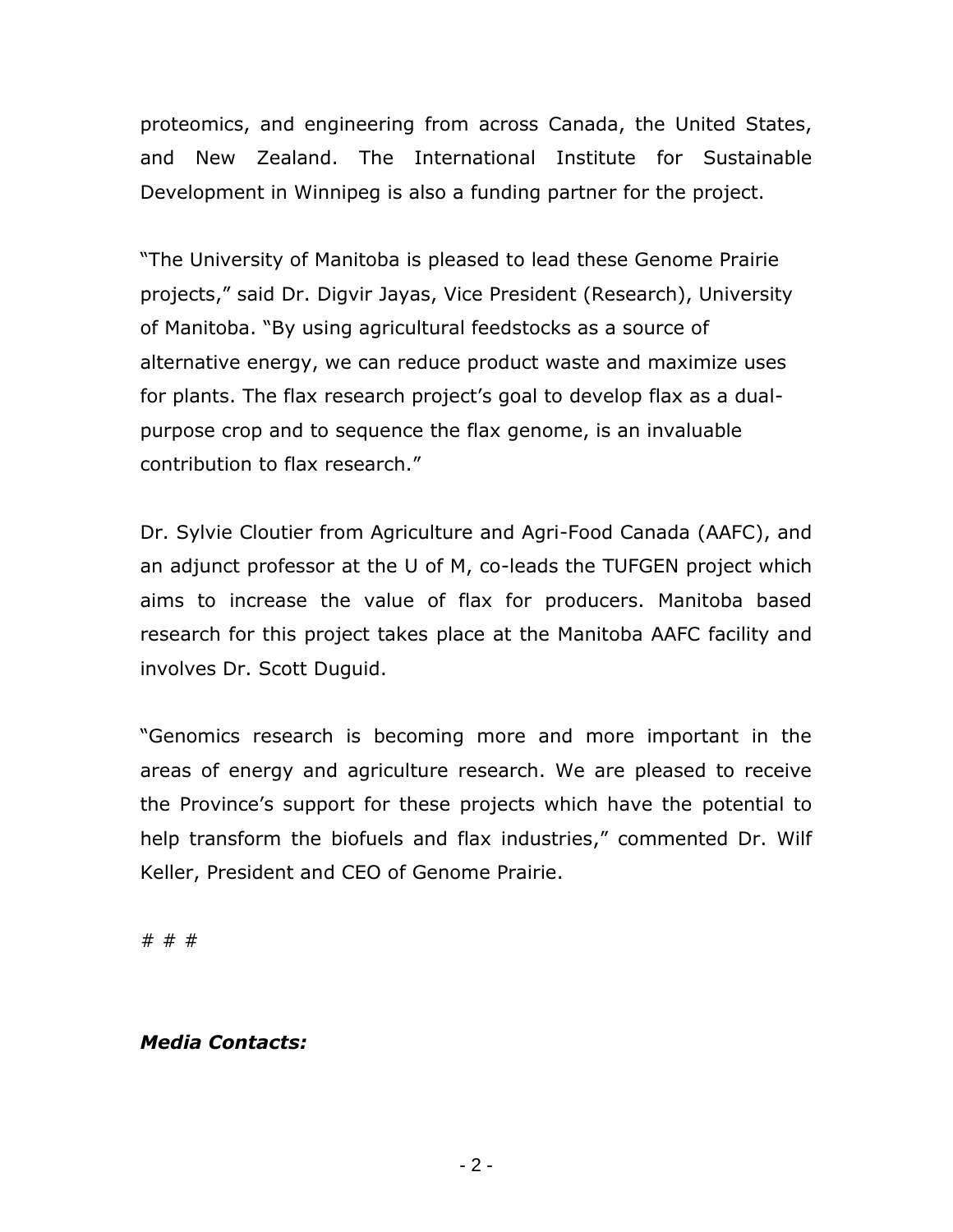proteomics, and engineering from across Canada, the United States, and New Zealand. The International Institute for Sustainable Development in Winnipeg is also a funding partner for the project.

"The University of Manitoba is pleased to lead these Genome Prairie projects," said Dr. Digvir Jayas, Vice President (Research), University of Manitoba. "By using agricultural feedstocks as a source of alternative energy, we can reduce product waste and maximize uses for plants. The flax research project's goal to develop flax as a dual-purpose crop and to sequence the flax genome, is an invaluable contribution to flax research."

Dr. Sylvie Cloutier from Agriculture and Agri-Food Canada (AAFC), and an adjunct professor at the U of M, co-leads the TUFGEN project which aims to increase the value of flax for producers. Manitoba based research for this project takes place at the Manitoba AAFC facility and involves Dr. Scott Duguid.

"Genomics research is becoming more and more important in the areas of energy and agriculture research. We are pleased to receive the Province's support for these projects which have the potential to help transform the biofuels and flax industries," commented Dr. Wilf Keller, President and CEO of Genome Prairie.

# # #

***Media Contacts:***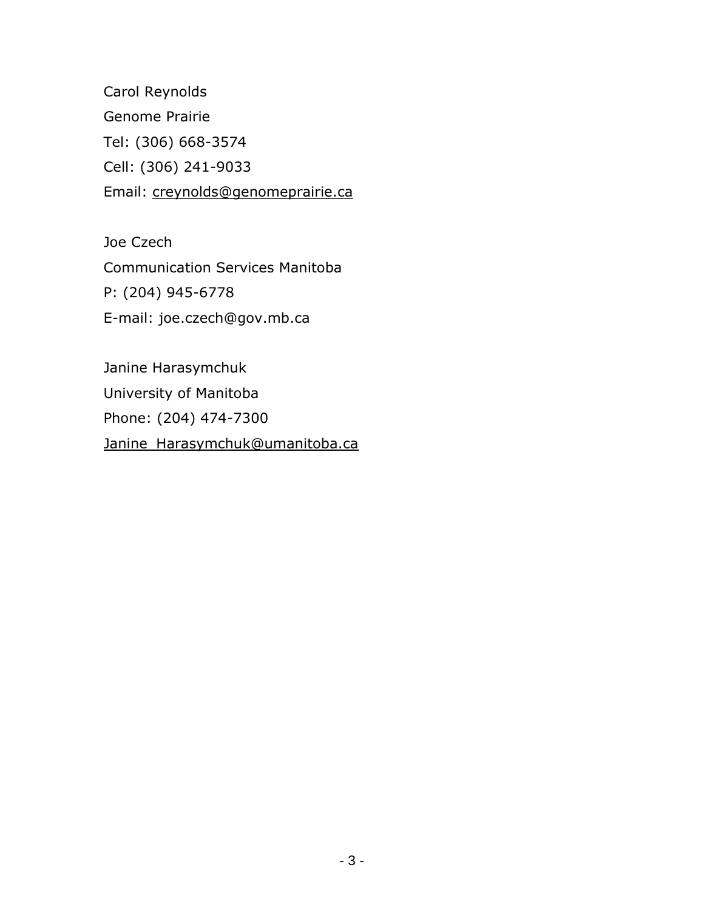Carol Reynolds
Genome Prairie
Tel: (306) 668-3574
Cell: (306) 241-9033
Email: creynolds@genomeprairie.ca

Joe Czech
Communication Services Manitoba
P: (204) 945-6778
E-mail: joe.czech@gov.mb.ca

Janine Harasymchuk
University of Manitoba
Phone: (204) 474-7300
Janine_Harasymchuk@umanitoba.ca